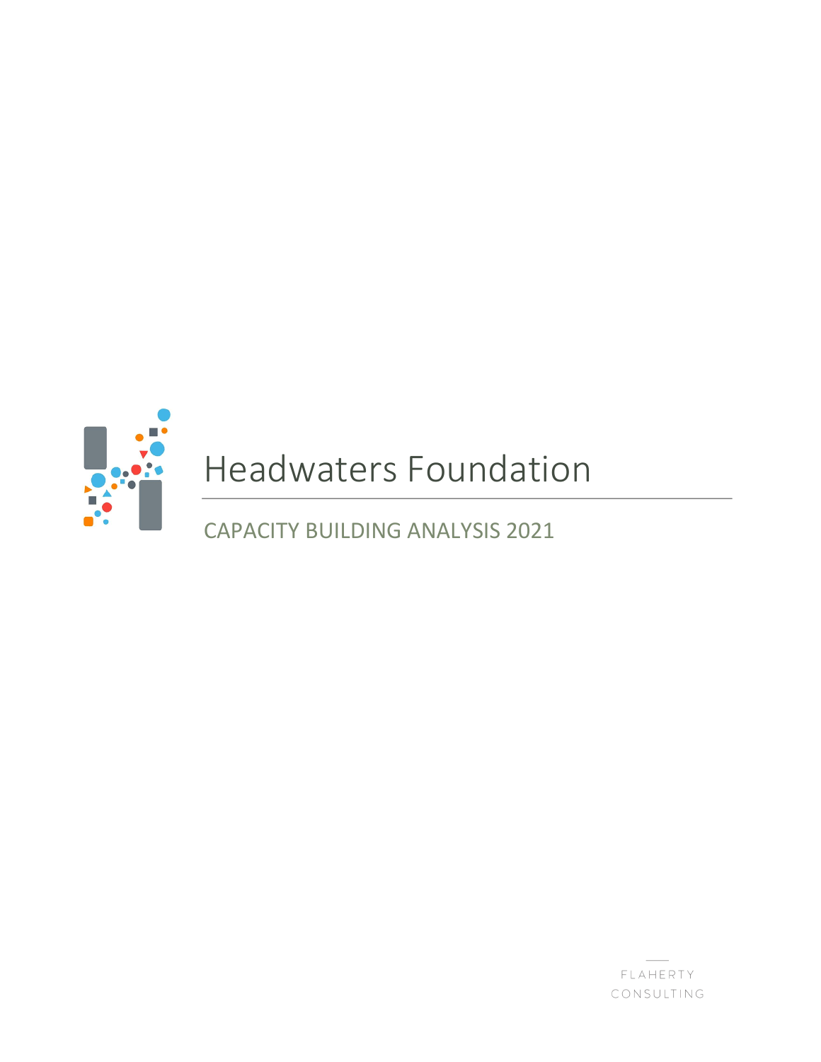# Headwaters Foundation

## CAPACITY BUILDING ANALYSIS 2021

FLAHERTY CONSULTING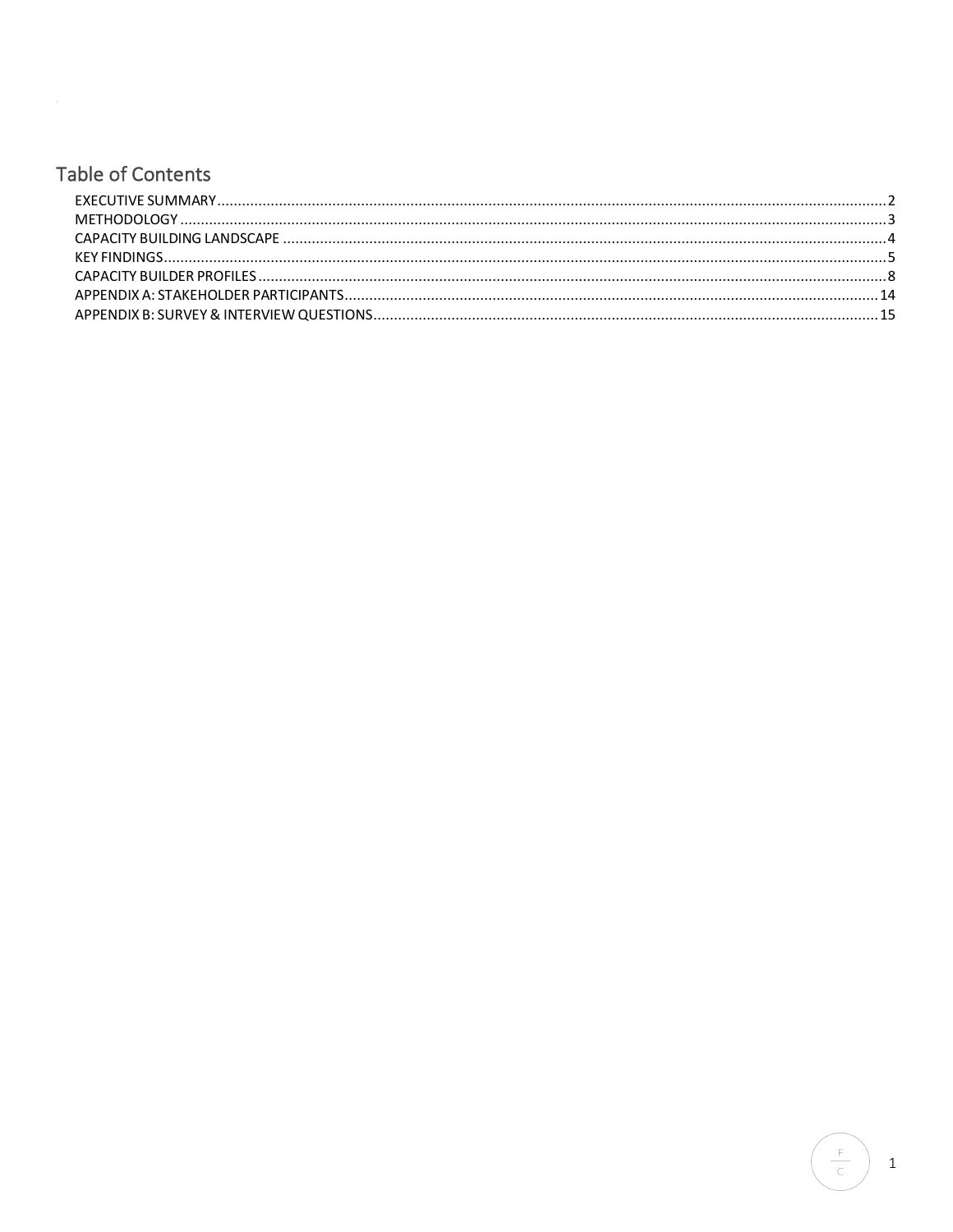# Table of Contents

- EXECUTIVE SUMMARY .......... 2
- METHODOLOGY .......... 3
- CAPACITY BUILDING LANDSCAPE .......... 4
- KEY FINDINGS .......... 5
- CAPACITY BUILDER PROFILES .......... 8
- APPENDIX A: STAKEHOLDER PARTICIPANTS .......... 14
- APPENDIX B: SURVEY & INTERVIEW QUESTIONS .......... 15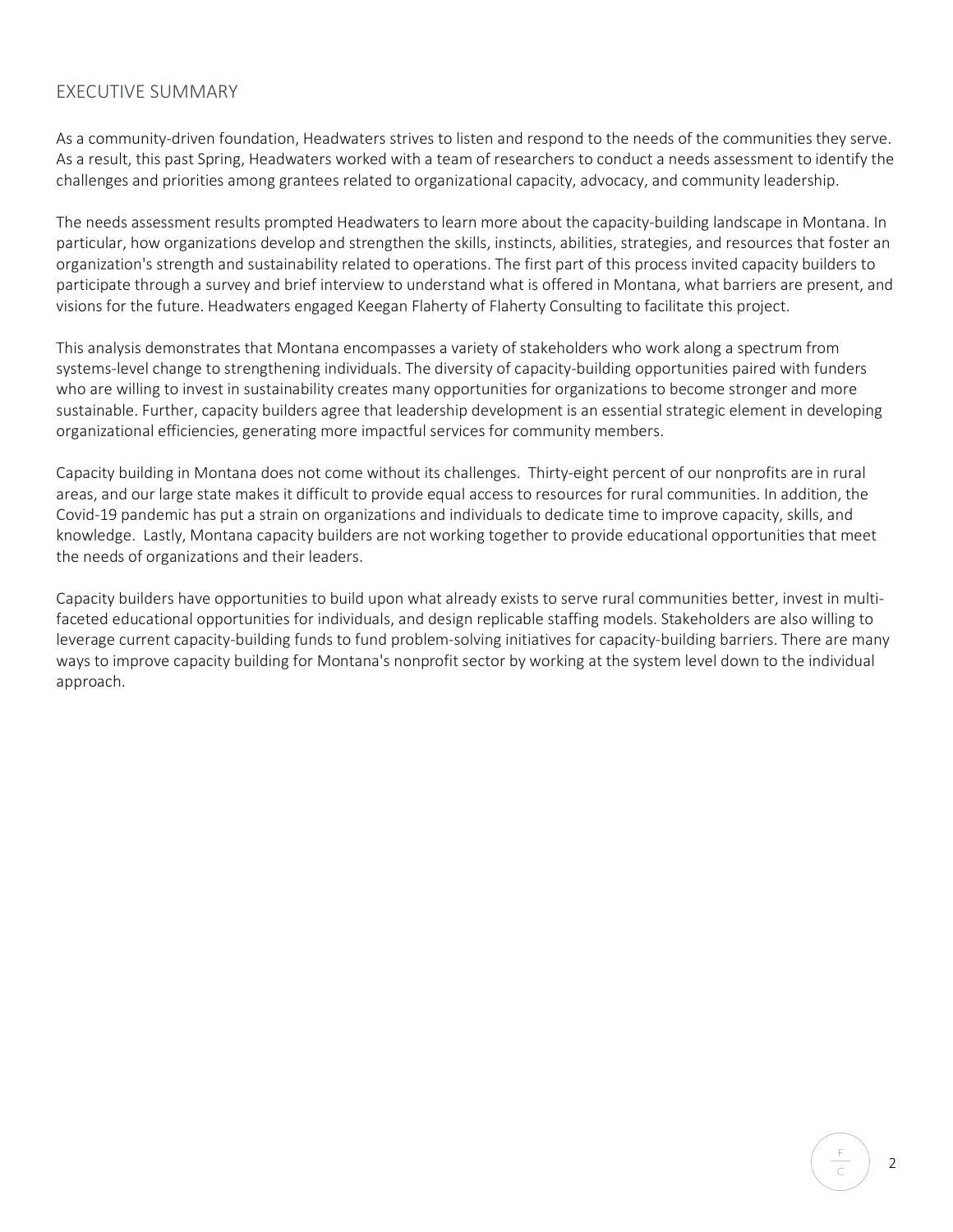## EXECUTIVE SUMMARY

As a community-driven foundation, Headwaters strives to listen and respond to the needs of the communities they serve. As a result, this past Spring, Headwaters worked with a team of researchers to conduct a needs assessment to identify the challenges and priorities among grantees related to organizational capacity, advocacy, and community leadership.

The needs assessment results prompted Headwaters to learn more about the capacity-building landscape in Montana. In particular, how organizations develop and strengthen the skills, instincts, abilities, strategies, and resources that foster an organization's strength and sustainability related to operations. The first part of this process invited capacity builders to participate through a survey and brief interview to understand what is offered in Montana, what barriers are present, and visions for the future. Headwaters engaged Keegan Flaherty of Flaherty Consulting to facilitate this project.

This analysis demonstrates that Montana encompasses a variety of stakeholders who work along a spectrum from systems-level change to strengthening individuals. The diversity of capacity-building opportunities paired with funders who are willing to invest in sustainability creates many opportunities for organizations to become stronger and more sustainable. Further, capacity builders agree that leadership development is an essential strategic element in developing organizational efficiencies, generating more impactful services for community members.

Capacity building in Montana does not come without its challenges. Thirty-eight percent of our nonprofits are in rural areas, and our large state makes it difficult to provide equal access to resources for rural communities. In addition, the Covid-19 pandemic has put a strain on organizations and individuals to dedicate time to improve capacity, skills, and knowledge. Lastly, Montana capacity builders are not working together to provide educational opportunities that meet the needs of organizations and their leaders.

Capacity builders have opportunities to build upon what already exists to serve rural communities better, invest in multi-faceted educational opportunities for individuals, and design replicable staffing models. Stakeholders are also willing to leverage current capacity-building funds to fund problem-solving initiatives for capacity-building barriers. There are many ways to improve capacity building for Montana's nonprofit sector by working at the system level down to the individual approach.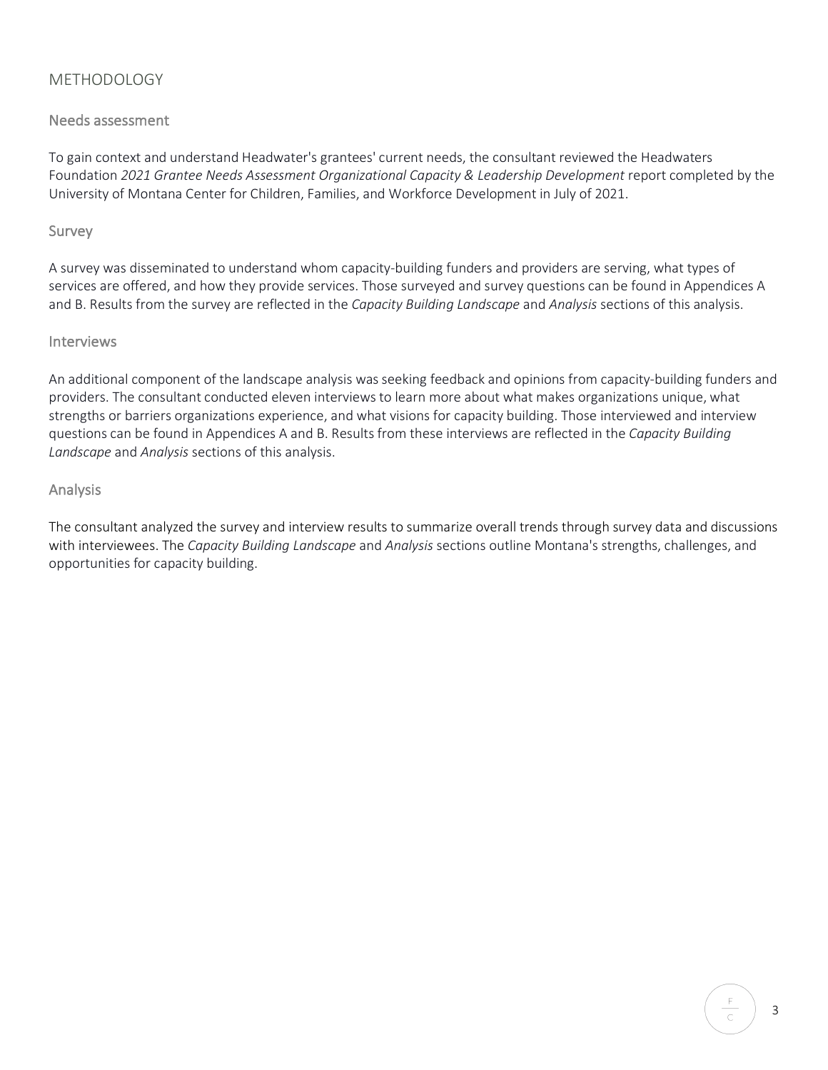## METHODOLOGY

### Needs assessment

To gain context and understand Headwater's grantees' current needs, the consultant reviewed the Headwaters Foundation *2021 Grantee Needs Assessment Organizational Capacity & Leadership Development* report completed by the University of Montana Center for Children, Families, and Workforce Development in July of 2021.

### Survey

A survey was disseminated to understand whom capacity-building funders and providers are serving, what types of services are offered, and how they provide services. Those surveyed and survey questions can be found in Appendices A and B. Results from the survey are reflected in the *Capacity Building Landscape* and *Analysis* sections of this analysis.

### Interviews

An additional component of the landscape analysis was seeking feedback and opinions from capacity-building funders and providers. The consultant conducted eleven interviews to learn more about what makes organizations unique, what strengths or barriers organizations experience, and what visions for capacity building. Those interviewed and interview questions can be found in Appendices A and B. Results from these interviews are reflected in the *Capacity Building Landscape* and *Analysis* sections of this analysis.

### Analysis

The consultant analyzed the survey and interview results to summarize overall trends through survey data and discussions with interviewees. The *Capacity Building Landscape* and *Analysis* sections outline Montana's strengths, challenges, and opportunities for capacity building.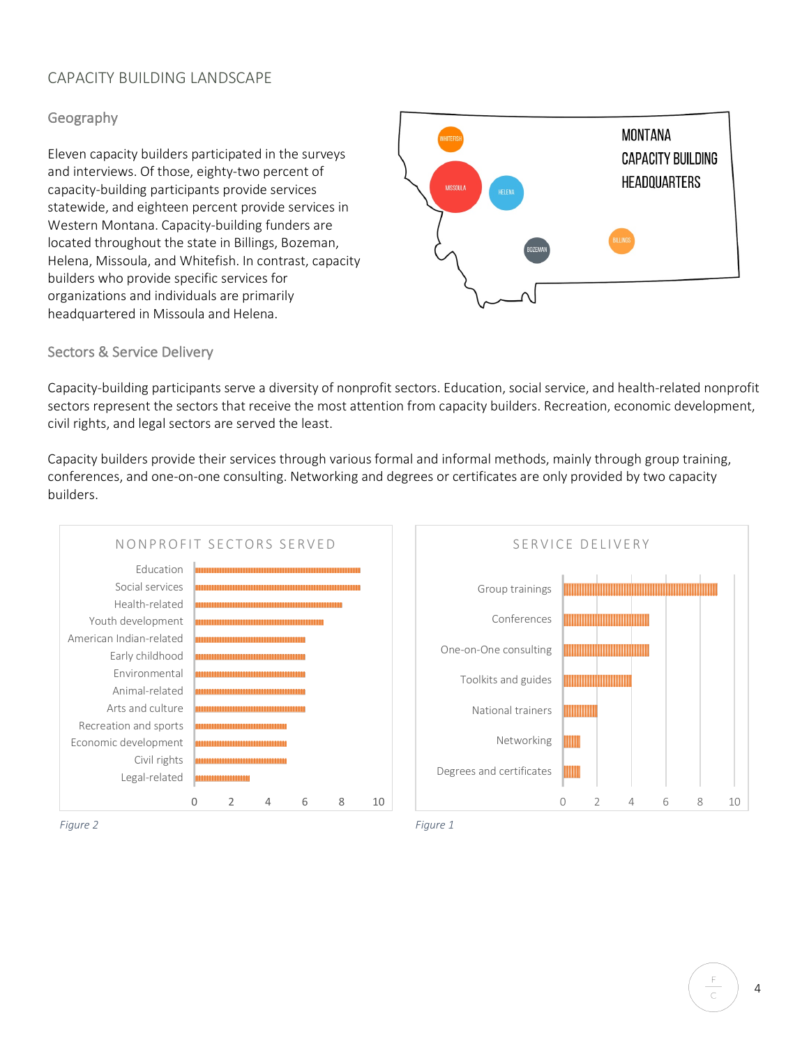## CAPACITY BUILDING LANDSCAPE

### Geography

Eleven capacity builders participated in the surveys and interviews. Of those, eighty-two percent of capacity-building participants provide services statewide, and eighteen percent provide services in Western Montana. Capacity-building funders are located throughout the state in Billings, Bozeman, Helena, Missoula, and Whitefish. In contrast, capacity builders who provide specific services for organizations and individuals are primarily headquartered in Missoula and Helena.

MONTANA CAPACITY BUILDING HEADQUARTERS

WHITEFISH, MISSOULA, HELENA, BOZEMAN, BILLINGS

### Sectors & Service Delivery

Capacity-building participants serve a diversity of nonprofit sectors. Education, social service, and health-related nonprofit sectors represent the sectors that receive the most attention from capacity builders. Recreation, economic development, civil rights, and legal sectors are served the least.

Capacity builders provide their services through various formal and informal methods, mainly through group training, conferences, and one-on-one consulting. Networking and degrees or certificates are only provided by two capacity builders.

NONPROFIT SECTORS SERVED

| Sector | Count |
|---|---|
| Education | 9 |
| Social services | 9 |
| Health-related | 8 |
| Youth development | 7 |
| American Indian-related | 6 |
| Early childhood | 6 |
| Environmental | 6 |
| Animal-related | 6 |
| Arts and culture | 6 |
| Recreation and sports | 5 |
| Economic development | 5 |
| Civil rights | 5 |
| Legal-related | 3 |

*Figure 2*

SERVICE DELIVERY

| Method | Count |
|---|---|
| Group trainings | 9 |
| Conferences | 5 |
| One-on-One consulting | 5 |
| Toolkits and guides | 4 |
| National trainers | 2 |
| Networking | 1 |
| Degrees and certificates | 1 |

*Figure 1*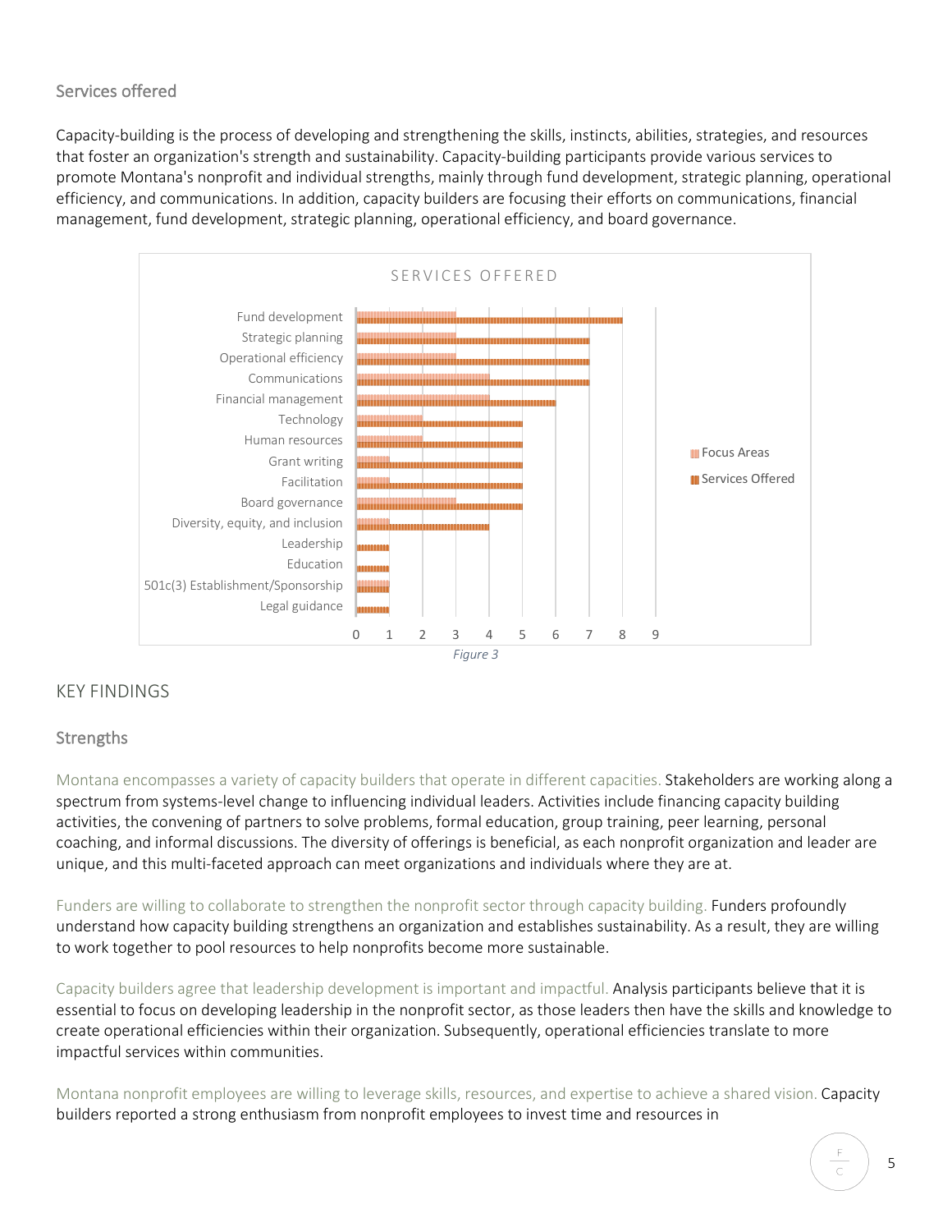## Services offered

Capacity-building is the process of developing and strengthening the skills, instincts, abilities, strategies, and resources that foster an organization's strength and sustainability. Capacity-building participants provide various services to promote Montana's nonprofit and individual strengths, mainly through fund development, strategic planning, operational efficiency, and communications. In addition, capacity builders are focusing their efforts on communications, financial management, fund development, strategic planning, operational efficiency, and board governance.

**SERVICES OFFERED**

| Service | Focus Areas | Services Offered |
| --- | --- | --- |
| Fund development | 3 | 8 |
| Strategic planning | 3 | 7 |
| Operational efficiency | 3 | 7 |
| Communications | 4 | 7 |
| Financial management | 4 | 6 |
| Technology | 2 | 5 |
| Human resources | 2 | 5 |
| Grant writing | 1 | 5 |
| Facilitation | 1 | 5 |
| Board governance | 3 | 5 |
| Diversity, equity, and inclusion | 1 | 4 |
| Leadership | | 1 |
| Education | | 1 |
| 501(c)(3) Establishment/Sponsorship | 1 | 1 |
| Legal guidance | | 1 |

*Figure 3*

# KEY FINDINGS

## Strengths

Montana encompasses a variety of capacity builders that operate in different capacities. Stakeholders are working along a spectrum from systems-level change to influencing individual leaders. Activities include financing capacity building activities, the convening of partners to solve problems, formal education, group training, peer learning, personal coaching, and informal discussions. The diversity of offerings is beneficial, as each nonprofit organization and leader are unique, and this multi-faceted approach can meet organizations and individuals where they are at.

Funders are willing to collaborate to strengthen the nonprofit sector through capacity building. Funders profoundly understand how capacity building strengthens an organization and establishes sustainability. As a result, they are willing to work together to pool resources to help nonprofits become more sustainable.

Capacity builders agree that leadership development is important and impactful. Analysis participants believe that it is essential to focus on developing leadership in the nonprofit sector, as those leaders then have the skills and knowledge to create operational efficiencies within their organization. Subsequently, operational efficiencies translate to more impactful services within communities.

Montana nonprofit employees are willing to leverage skills, resources, and expertise to achieve a shared vision. Capacity builders reported a strong enthusiasm from nonprofit employees to invest time and resources in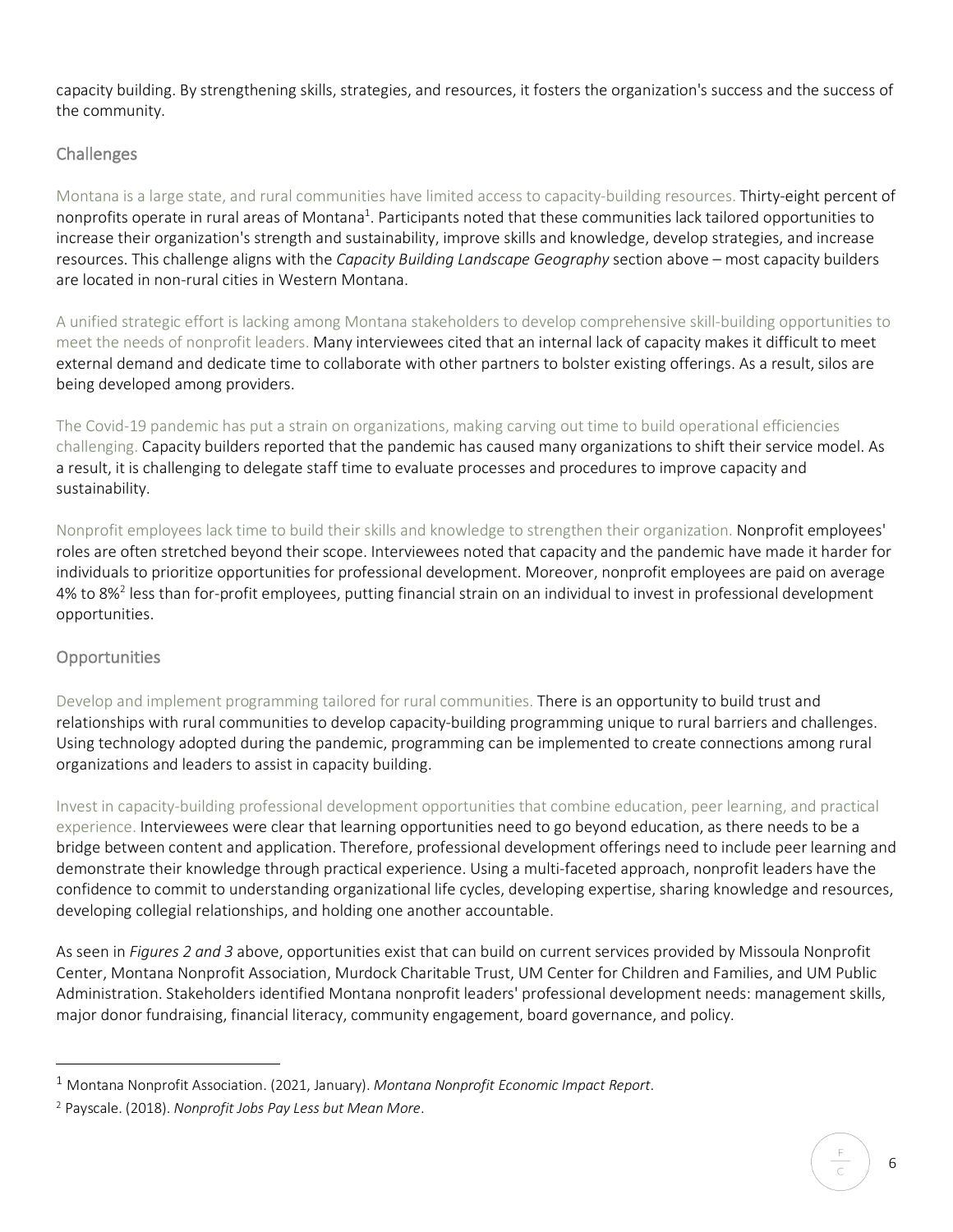capacity building. By strengthening skills, strategies, and resources, it fosters the organization's success and the success of the community.

## Challenges

Montana is a large state, and rural communities have limited access to capacity-building resources. Thirty-eight percent of nonprofits operate in rural areas of Montana[1]. Participants noted that these communities lack tailored opportunities to increase their organization's strength and sustainability, improve skills and knowledge, develop strategies, and increase resources. This challenge aligns with the *Capacity Building Landscape Geography* section above – most capacity builders are located in non-rural cities in Western Montana.

A unified strategic effort is lacking among Montana stakeholders to develop comprehensive skill-building opportunities to meet the needs of nonprofit leaders. Many interviewees cited that an internal lack of capacity makes it difficult to meet external demand and dedicate time to collaborate with other partners to bolster existing offerings. As a result, silos are being developed among providers.

The Covid-19 pandemic has put a strain on organizations, making carving out time to build operational efficiencies challenging. Capacity builders reported that the pandemic has caused many organizations to shift their service model. As a result, it is challenging to delegate staff time to evaluate processes and procedures to improve capacity and sustainability.

Nonprofit employees lack time to build their skills and knowledge to strengthen their organization. Nonprofit employees' roles are often stretched beyond their scope. Interviewees noted that capacity and the pandemic have made it harder for individuals to prioritize opportunities for professional development. Moreover, nonprofit employees are paid on average 4% to 8%[2] less than for-profit employees, putting financial strain on an individual to invest in professional development opportunities.

## Opportunities

Develop and implement programming tailored for rural communities. There is an opportunity to build trust and relationships with rural communities to develop capacity-building programming unique to rural barriers and challenges. Using technology adopted during the pandemic, programming can be implemented to create connections among rural organizations and leaders to assist in capacity building.

Invest in capacity-building professional development opportunities that combine education, peer learning, and practical experience. Interviewees were clear that learning opportunities need to go beyond education, as there needs to be a bridge between content and application. Therefore, professional development offerings need to include peer learning and demonstrate their knowledge through practical experience. Using a multi-faceted approach, nonprofit leaders have the confidence to commit to understanding organizational life cycles, developing expertise, sharing knowledge and resources, developing collegial relationships, and holding one another accountable.

As seen in *Figures 2 and 3* above, opportunities exist that can build on current services provided by Missoula Nonprofit Center, Montana Nonprofit Association, Murdock Charitable Trust, UM Center for Children and Families, and UM Public Administration. Stakeholders identified Montana nonprofit leaders' professional development needs: management skills, major donor fundraising, financial literacy, community engagement, board governance, and policy.

---

[1] Montana Nonprofit Association. (2021, January). *Montana Nonprofit Economic Impact Report*.

[2] Payscale. (2018). *Nonprofit Jobs Pay Less but Mean More*.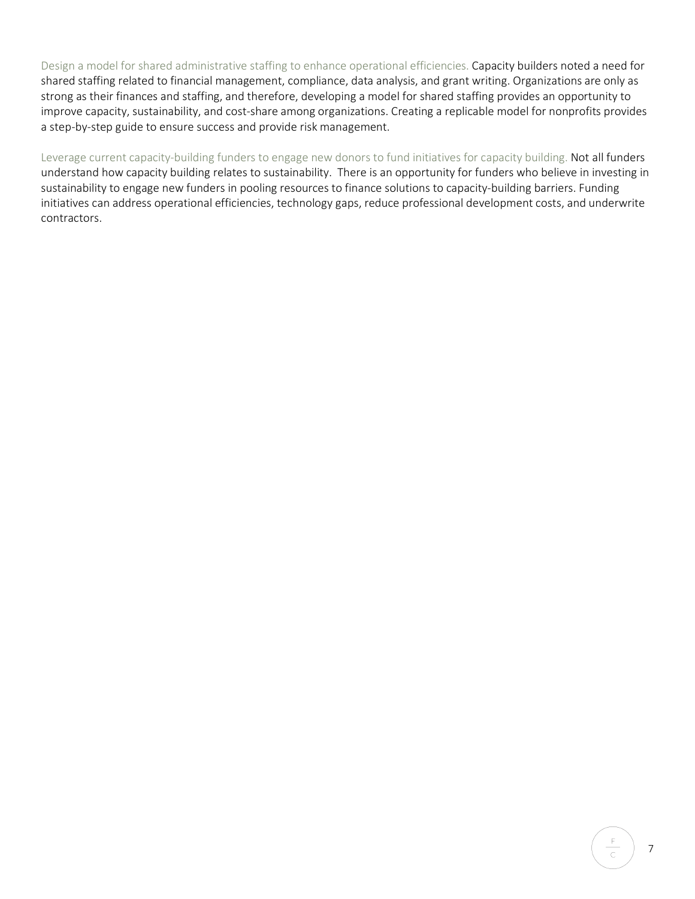Design a model for shared administrative staffing to enhance operational efficiencies. Capacity builders noted a need for shared staffing related to financial management, compliance, data analysis, and grant writing. Organizations are only as strong as their finances and staffing, and therefore, developing a model for shared staffing provides an opportunity to improve capacity, sustainability, and cost-share among organizations. Creating a replicable model for nonprofits provides a step-by-step guide to ensure success and provide risk management.

Leverage current capacity-building funders to engage new donors to fund initiatives for capacity building. Not all funders understand how capacity building relates to sustainability. There is an opportunity for funders who believe in investing in sustainability to engage new funders in pooling resources to finance solutions to capacity-building barriers. Funding initiatives can address operational efficiencies, technology gaps, reduce professional development costs, and underwrite contractors.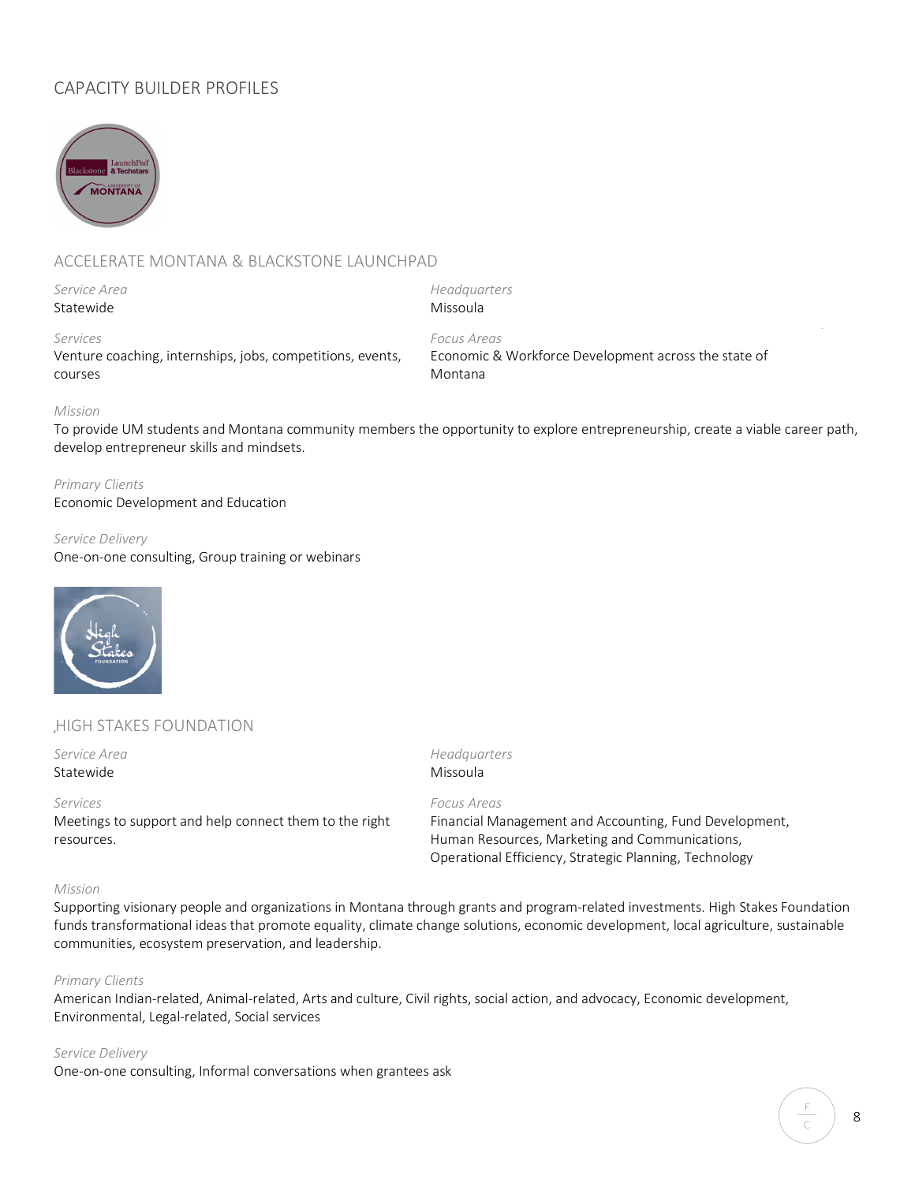# CAPACITY BUILDER PROFILES

## ACCELERATE MONTANA & BLACKSTONE LAUNCHPAD

*Service Area*
Statewide

*Headquarters*
Missoula

*Services*
Venture coaching, internships, jobs, competitions, events, courses

*Focus Areas*
Economic & Workforce Development across the state of Montana

*Mission*
To provide UM students and Montana community members the opportunity to explore entrepreneurship, create a viable career path, develop entrepreneur skills and mindsets.

*Primary Clients*
Economic Development and Education

*Service Delivery*
One-on-one consulting, Group training or webinars

## HIGH STAKES FOUNDATION

*Service Area*
Statewide

*Headquarters*
Missoula

*Services*
Meetings to support and help connect them to the right resources.

*Focus Areas*
Financial Management and Accounting, Fund Development, Human Resources, Marketing and Communications, Operational Efficiency, Strategic Planning, Technology

*Mission*
Supporting visionary people and organizations in Montana through grants and program-related investments. High Stakes Foundation funds transformational ideas that promote equality, climate change solutions, economic development, local agriculture, sustainable communities, ecosystem preservation, and leadership.

*Primary Clients*
American Indian-related, Animal-related, Arts and culture, Civil rights, social action, and advocacy, Economic development, Environmental, Legal-related, Social services

*Service Delivery*
One-on-one consulting, Informal conversations when grantees ask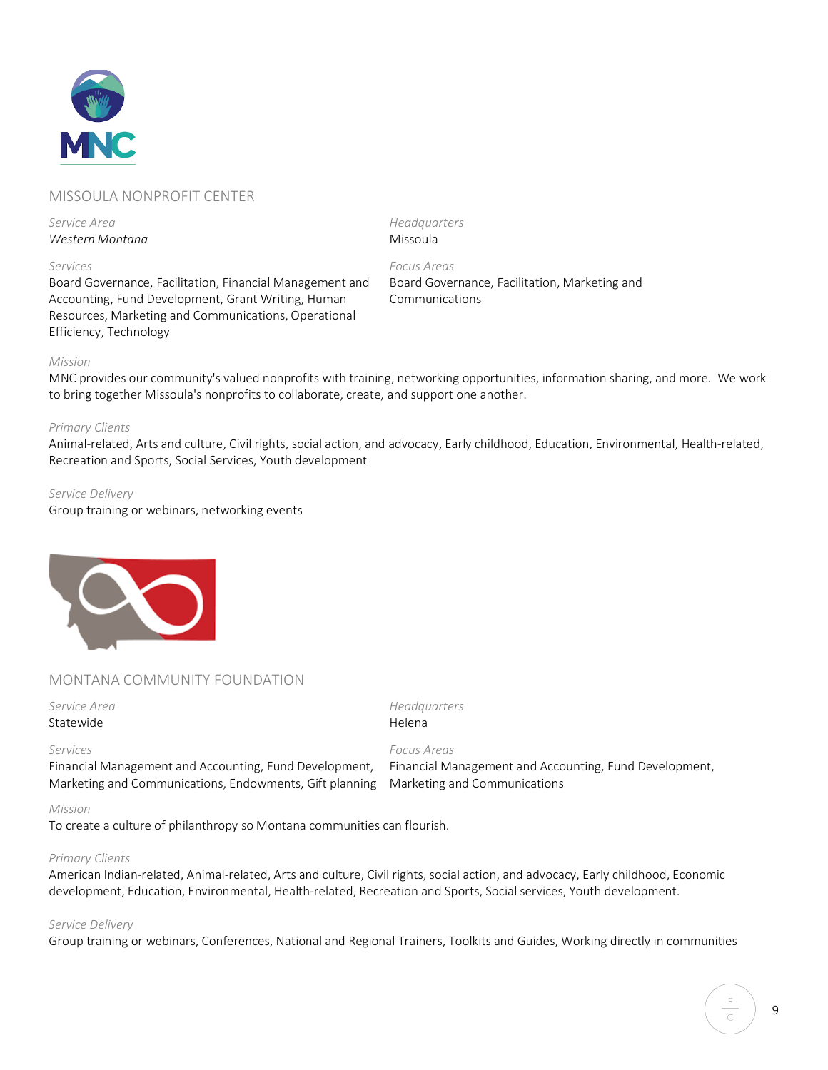## MISSOULA NONPROFIT CENTER

*Service Area*
*Western Montana*

*Headquarters*
Missoula

*Services*
Board Governance, Facilitation, Financial Management and Accounting, Fund Development, Grant Writing, Human Resources, Marketing and Communications, Operational Efficiency, Technology

*Focus Areas*
Board Governance, Facilitation, Marketing and Communications

*Mission*
MNC provides our community's valued nonprofits with training, networking opportunities, information sharing, and more. We work to bring together Missoula's nonprofits to collaborate, create, and support one another.

*Primary Clients*
Animal-related, Arts and culture, Civil rights, social action, and advocacy, Early childhood, Education, Environmental, Health-related, Recreation and Sports, Social Services, Youth development

*Service Delivery*
Group training or webinars, networking events

## MONTANA COMMUNITY FOUNDATION

*Service Area*
Statewide

*Headquarters*
Helena

*Services*
Financial Management and Accounting, Fund Development, Marketing and Communications, Endowments, Gift planning

*Focus Areas*
Financial Management and Accounting, Fund Development, Marketing and Communications

*Mission*
To create a culture of philanthropy so Montana communities can flourish.

*Primary Clients*
American Indian-related, Animal-related, Arts and culture, Civil rights, social action, and advocacy, Early childhood, Economic development, Education, Environmental, Health-related, Recreation and Sports, Social services, Youth development.

*Service Delivery*
Group training or webinars, Conferences, National and Regional Trainers, Toolkits and Guides, Working directly in communities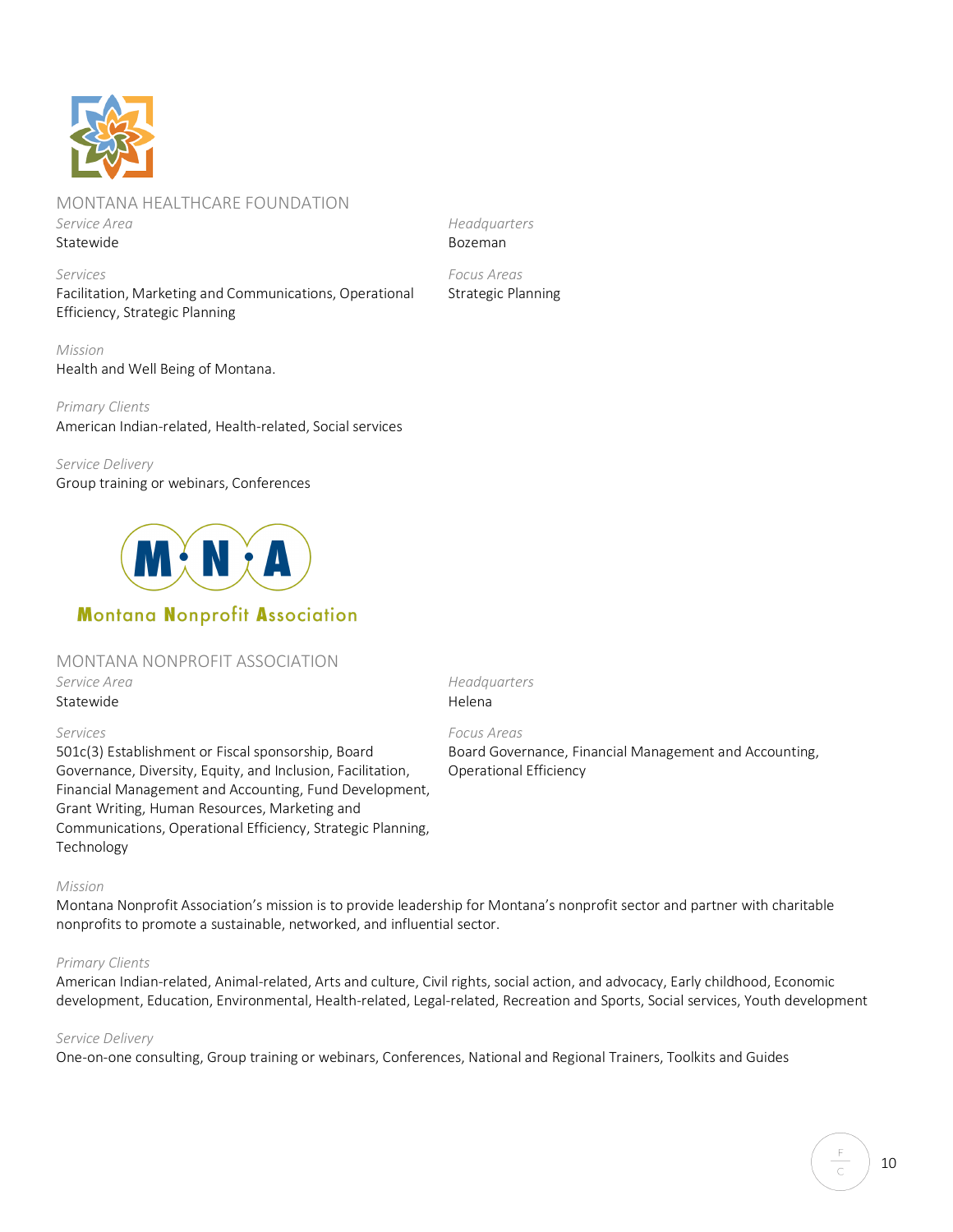## MONTANA HEALTHCARE FOUNDATION

*Service Area*
Statewide

*Headquarters*
Bozeman

*Services*
Facilitation, Marketing and Communications, Operational Efficiency, Strategic Planning

*Focus Areas*
Strategic Planning

*Mission*
Health and Well Being of Montana.

*Primary Clients*
American Indian-related, Health-related, Social services

*Service Delivery*
Group training or webinars, Conferences

## MONTANA NONPROFIT ASSOCIATION

*Service Area*
Statewide

*Headquarters*
Helena

*Services*
501c(3) Establishment or Fiscal sponsorship, Board Governance, Diversity, Equity, and Inclusion, Facilitation, Financial Management and Accounting, Fund Development, Grant Writing, Human Resources, Marketing and Communications, Operational Efficiency, Strategic Planning, Technology

*Focus Areas*
Board Governance, Financial Management and Accounting, Operational Efficiency

*Mission*
Montana Nonprofit Association's mission is to provide leadership for Montana's nonprofit sector and partner with charitable nonprofits to promote a sustainable, networked, and influential sector.

*Primary Clients*
American Indian-related, Animal-related, Arts and culture, Civil rights, social action, and advocacy, Early childhood, Economic development, Education, Environmental, Health-related, Legal-related, Recreation and Sports, Social services, Youth development

*Service Delivery*
One-on-one consulting, Group training or webinars, Conferences, National and Regional Trainers, Toolkits and Guides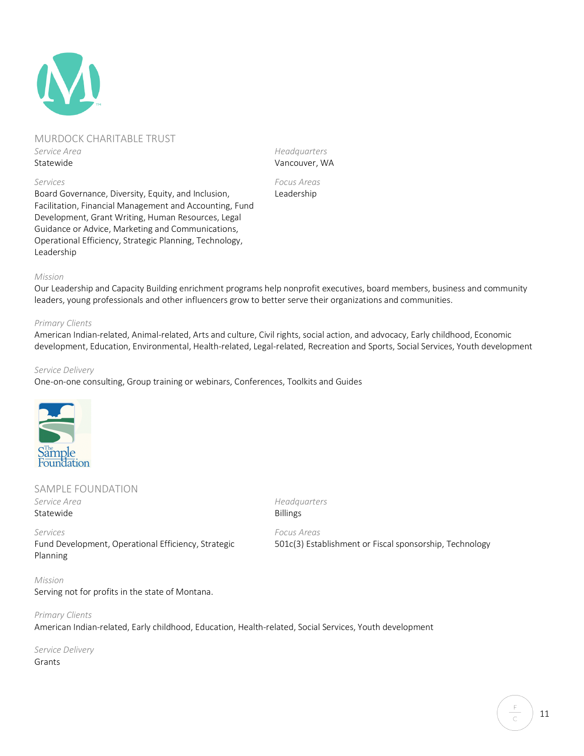## MURDOCK CHARITABLE TRUST

*Service Area*
Statewide

*Headquarters*
Vancouver, WA

*Services*
Board Governance, Diversity, Equity, and Inclusion, Facilitation, Financial Management and Accounting, Fund Development, Grant Writing, Human Resources, Legal Guidance or Advice, Marketing and Communications, Operational Efficiency, Strategic Planning, Technology, Leadership

*Focus Areas*
Leadership

*Mission*
Our Leadership and Capacity Building enrichment programs help nonprofit executives, board members, business and community leaders, young professionals and other influencers grow to better serve their organizations and communities.

*Primary Clients*
American Indian-related, Animal-related, Arts and culture, Civil rights, social action, and advocacy, Early childhood, Economic development, Education, Environmental, Health-related, Legal-related, Recreation and Sports, Social Services, Youth development

*Service Delivery*
One-on-one consulting, Group training or webinars, Conferences, Toolkits and Guides

## SAMPLE FOUNDATION

*Service Area*
Statewide

*Headquarters*
Billings

*Services*
Fund Development, Operational Efficiency, Strategic Planning

*Focus Areas*
501c(3) Establishment or Fiscal sponsorship, Technology

*Mission*
Serving not for profits in the state of Montana.

*Primary Clients*
American Indian-related, Early childhood, Education, Health-related, Social Services, Youth development

*Service Delivery*
Grants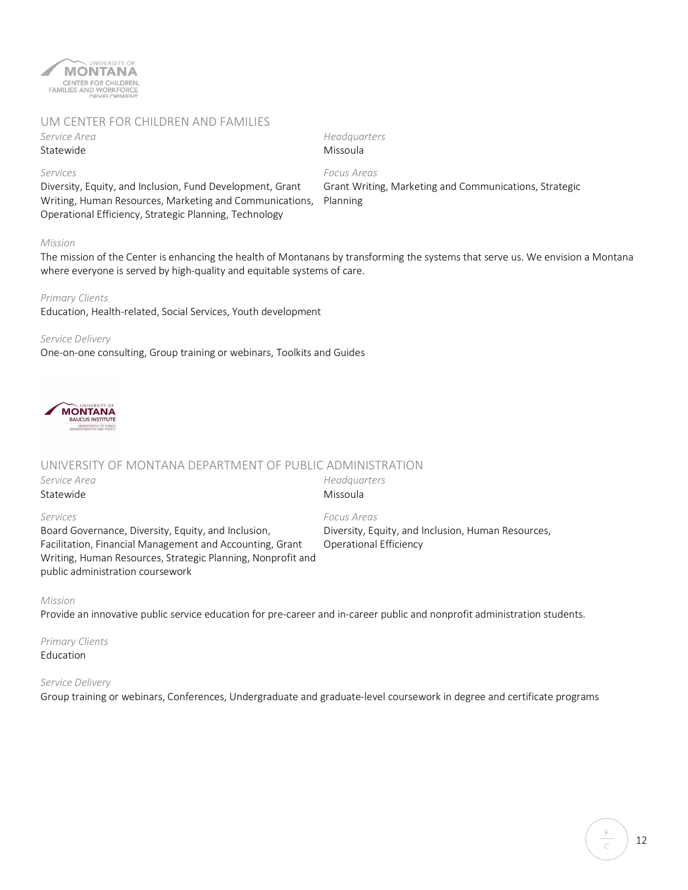## UM CENTER FOR CHILDREN AND FAMILIES

*Service Area*
Statewide

*Headquarters*
Missoula

*Services*
Diversity, Equity, and Inclusion, Fund Development, Grant Writing, Human Resources, Marketing and Communications, Operational Efficiency, Strategic Planning, Technology

*Focus Areas*
Grant Writing, Marketing and Communications, Strategic Planning

*Mission*
The mission of the Center is enhancing the health of Montanans by transforming the systems that serve us. We envision a Montana where everyone is served by high-quality and equitable systems of care.

*Primary Clients*
Education, Health-related, Social Services, Youth development

*Service Delivery*
One-on-one consulting, Group training or webinars, Toolkits and Guides

## UNIVERSITY OF MONTANA DEPARTMENT OF PUBLIC ADMINISTRATION

*Service Area*
Statewide

*Headquarters*
Missoula

*Services*
Board Governance, Diversity, Equity, and Inclusion, Facilitation, Financial Management and Accounting, Grant Writing, Human Resources, Strategic Planning, Nonprofit and public administration coursework

*Focus Areas*
Diversity, Equity, and Inclusion, Human Resources, Operational Efficiency

*Mission*
Provide an innovative public service education for pre-career and in-career public and nonprofit administration students.

*Primary Clients*
Education

*Service Delivery*
Group training or webinars, Conferences, Undergraduate and graduate-level coursework in degree and certificate programs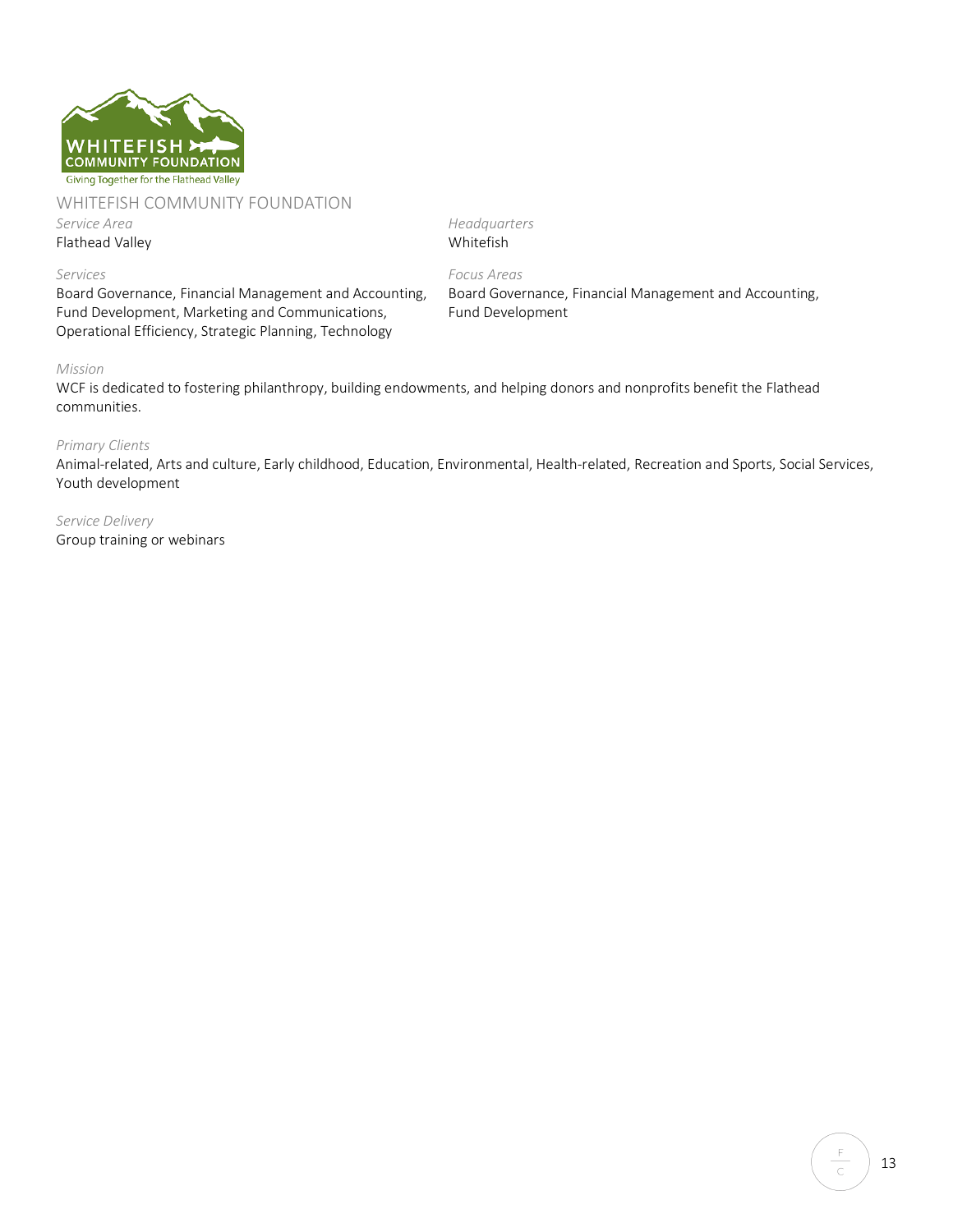## WHITEFISH COMMUNITY FOUNDATION

*Service Area*
Flathead Valley

*Headquarters*
Whitefish

*Services*
Board Governance, Financial Management and Accounting, Fund Development, Marketing and Communications, Operational Efficiency, Strategic Planning, Technology

*Focus Areas*
Board Governance, Financial Management and Accounting, Fund Development

*Mission*
WCF is dedicated to fostering philanthropy, building endowments, and helping donors and nonprofits benefit the Flathead communities.

*Primary Clients*
Animal-related, Arts and culture, Early childhood, Education, Environmental, Health-related, Recreation and Sports, Social Services, Youth development

*Service Delivery*
Group training or webinars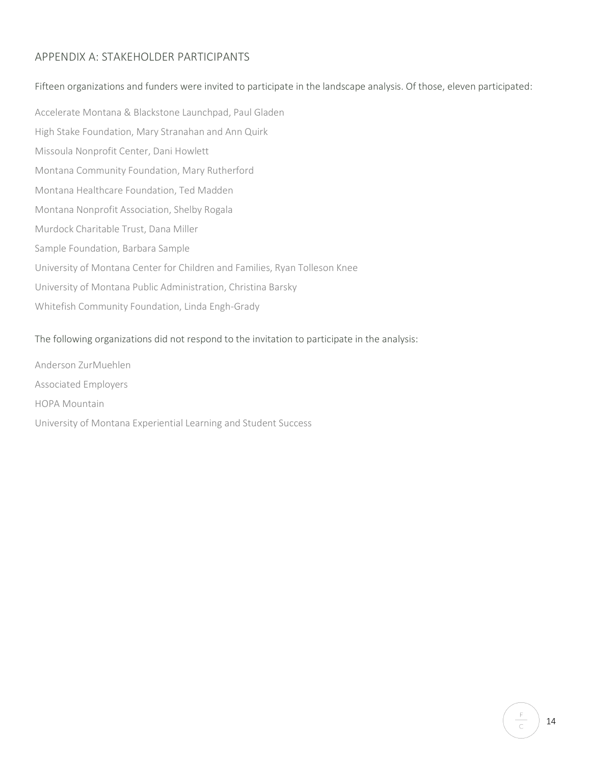## APPENDIX A: STAKEHOLDER PARTICIPANTS

Fifteen organizations and funders were invited to participate in the landscape analysis. Of those, eleven participated:

Accelerate Montana & Blackstone Launchpad, Paul Gladen

High Stake Foundation, Mary Stranahan and Ann Quirk

Missoula Nonprofit Center, Dani Howlett

Montana Community Foundation, Mary Rutherford

Montana Healthcare Foundation, Ted Madden

Montana Nonprofit Association, Shelby Rogala

Murdock Charitable Trust, Dana Miller

Sample Foundation, Barbara Sample

University of Montana Center for Children and Families, Ryan Tolleson Knee

University of Montana Public Administration, Christina Barsky

Whitefish Community Foundation, Linda Engh-Grady

The following organizations did not respond to the invitation to participate in the analysis:

Anderson ZurMuehlen

Associated Employers

HOPA Mountain

University of Montana Experiential Learning and Student Success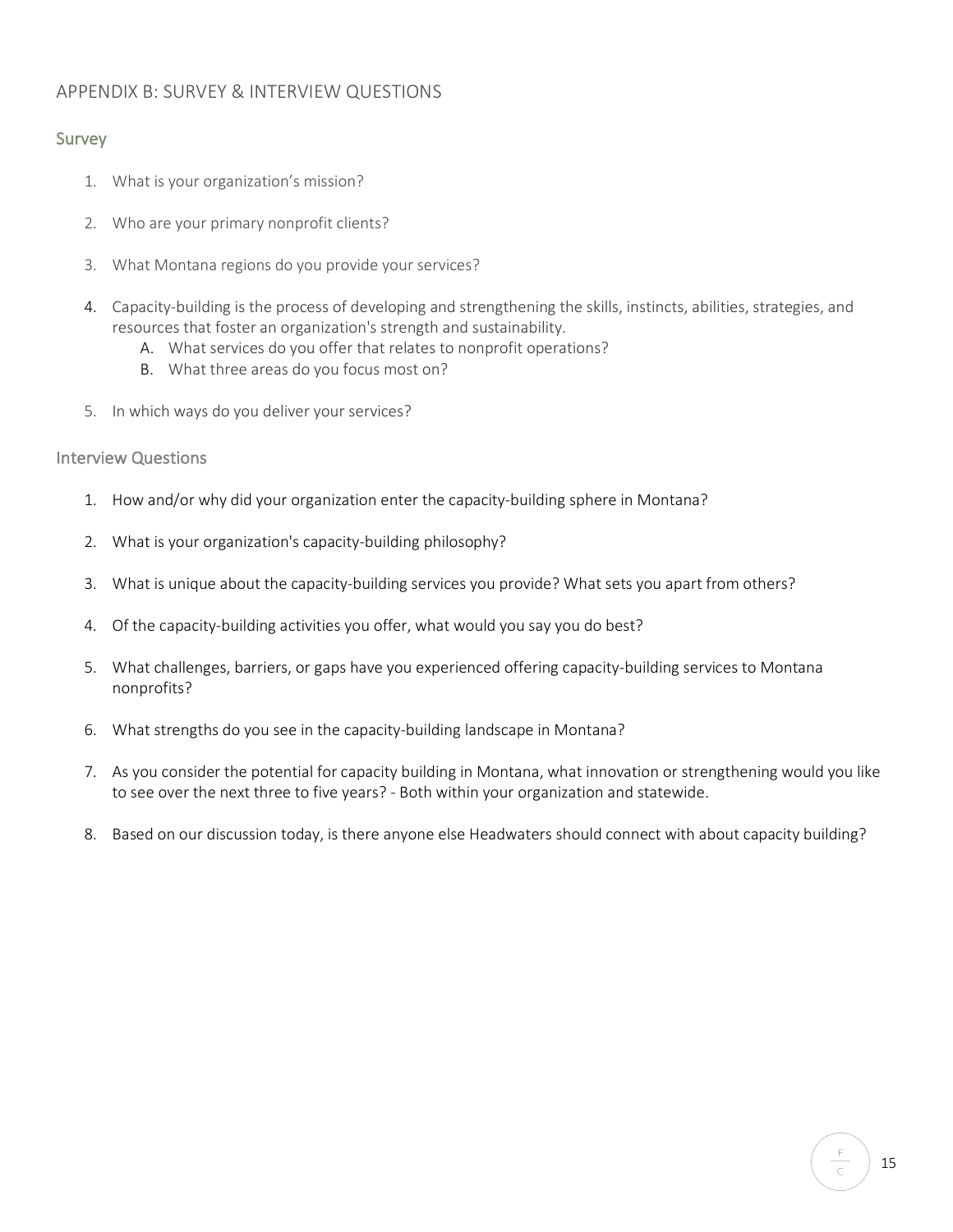## APPENDIX B: SURVEY & INTERVIEW QUESTIONS

### Survey

1. What is your organization's mission?
2. Who are your primary nonprofit clients?
3. What Montana regions do you provide your services?
4. Capacity-building is the process of developing and strengthening the skills, instincts, abilities, strategies, and resources that foster an organization's strength and sustainability.
   - A. What services do you offer that relates to nonprofit operations?
   - B. What three areas do you focus most on?
5. In which ways do you deliver your services?

### Interview Questions

1. How and/or why did your organization enter the capacity-building sphere in Montana?
2. What is your organization's capacity-building philosophy?
3. What is unique about the capacity-building services you provide? What sets you apart from others?
4. Of the capacity-building activities you offer, what would you say you do best?
5. What challenges, barriers, or gaps have you experienced offering capacity-building services to Montana nonprofits?
6. What strengths do you see in the capacity-building landscape in Montana?
7. As you consider the potential for capacity building in Montana, what innovation or strengthening would you like to see over the next three to five years? - Both within your organization and statewide.
8. Based on our discussion today, is there anyone else Headwaters should connect with about capacity building?